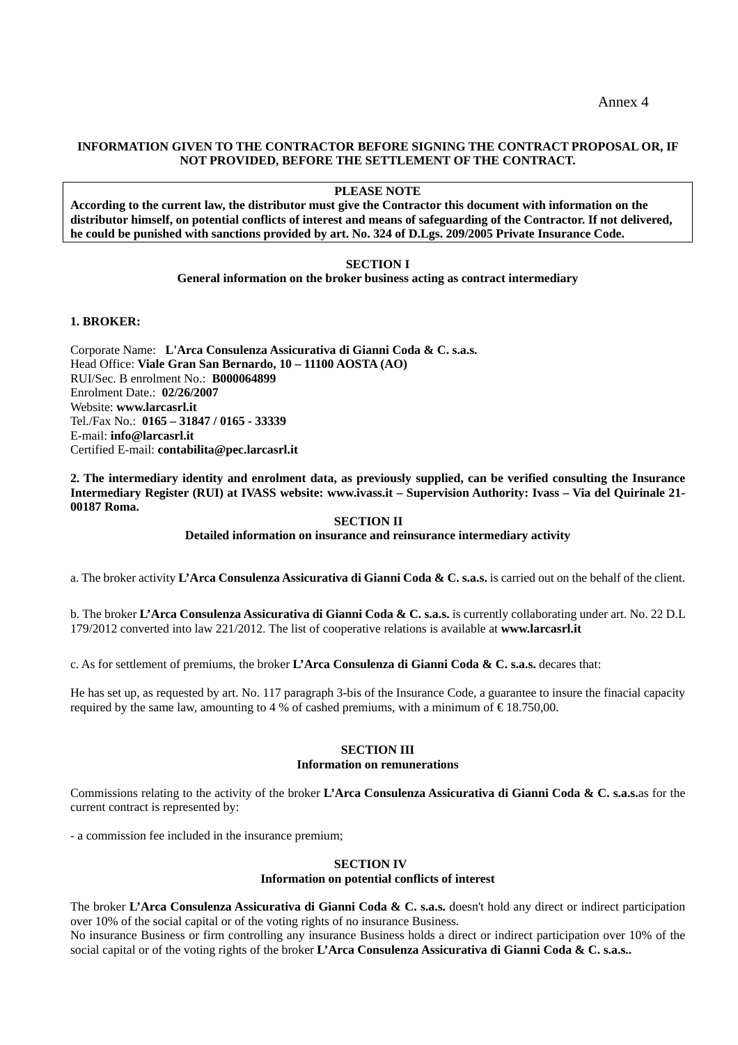Annex 4

**INFORMATION GIVEN TO THE CONTRACTOR BEFORE SIGNING THE CONTRACT PROPOSAL OR, IF NOT PROVIDED, BEFORE THE SETTLEMENT OF THE CONTRACT.**

> **PLEASE NOTE**
> **According to the current law, the distributor must give the Contractor this document with information on the distributor himself, on potential conflicts of interest and means of safeguarding of the Contractor. If not delivered, he could be punished with sanctions provided by art. No. 324 of D.Lgs. 209/2005 Private Insurance Code.**

## SECTION I
### General information on the broker business acting as contract intermediary

**1. BROKER:**

Corporate Name: **L'Arca Consulenza Assicurativa di Gianni Coda & C. s.a.s.**
Head Office: **Viale Gran San Bernardo, 10 – 11100 AOSTA (AO)**
RUI/Sec. B enrolment No.: **B000064899**
Enrolment Date.: **02/26/2007**
Website: **www.larcasrl.it**
Tel./Fax No.: **0165 – 31847 / 0165 - 33339**
E-mail: **info@larcasrl.it**
Certified E-mail: **contabilita@pec.larcasrl.it**

**2. The intermediary identity and enrolment data, as previously supplied, can be verified consulting the Insurance Intermediary Register (RUI) at IVASS website: www.ivass.it – Supervision Authority: Ivass – Via del Quirinale 21-00187 Roma.**

## SECTION II
### Detailed information on insurance and reinsurance intermediary activity

a. The broker activity **L'Arca Consulenza Assicurativa di Gianni Coda & C. s.a.s.** is carried out on the behalf of the client.

b. The broker **L'Arca Consulenza Assicurativa di Gianni Coda & C. s.a.s.** is currently collaborating under art. No. 22 D.L 179/2012 converted into law 221/2012. The list of cooperative relations is available at **www.larcasrl.it**

c. As for settlement of premiums, the broker **L'Arca Consulenza di Gianni Coda & C. s.a.s.** decares that:

He has set up, as requested by art. No. 117 paragraph 3-bis of the Insurance Code, a guarantee to insure the finacial capacity required by the same law, amounting to 4 % of cashed premiums, with a minimum of € 18.750,00.

## SECTION III
### Information on remunerations

Commissions relating to the activity of the broker **L'Arca Consulenza Assicurativa di Gianni Coda & C. s.a.s.**as for the current contract is represented by:

- a commission fee included in the insurance premium;

## SECTION IV
### Information on potential conflicts of interest

The broker **L'Arca Consulenza Assicurativa di Gianni Coda & C. s.a.s.** doesn't hold any direct or indirect participation over 10% of the social capital or of the voting rights of no insurance Business.
No insurance Business or firm controlling any insurance Business holds a direct or indirect participation over 10% of the social capital or of the voting rights of the broker **L'Arca Consulenza Assicurativa di Gianni Coda & C. s.a.s..**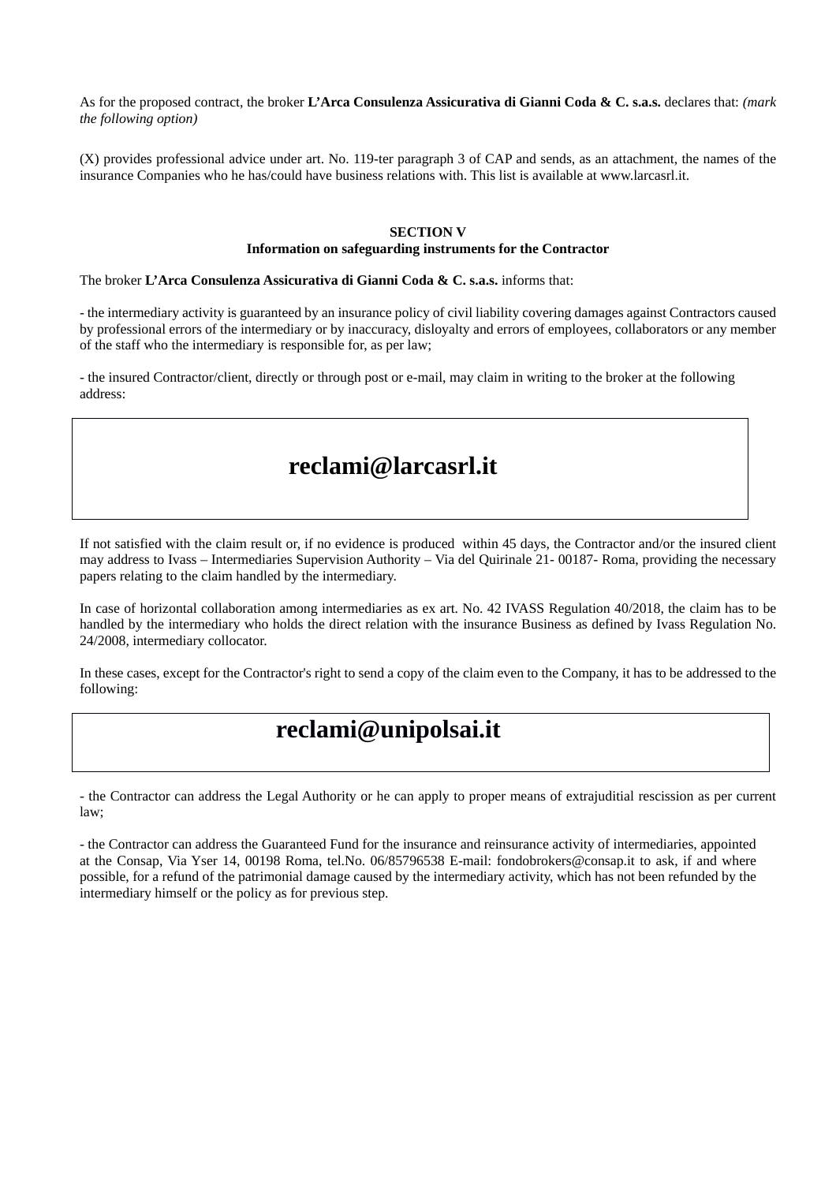As for the proposed contract, the broker **L'Arca Consulenza Assicurativa di Gianni Coda & C. s.a.s.** declares that: *(mark the following option)*

(X) provides professional advice under art. No. 119-ter paragraph 3 of CAP and sends, as an attachment, the names of the insurance Companies who he has/could have business relations with. This list is available at www.larcasrl.it.

**SECTION V**
**Information on safeguarding instruments for the Contractor**

The broker **L'Arca Consulenza Assicurativa di Gianni Coda & C. s.a.s.** informs that:

- the intermediary activity is guaranteed by an insurance policy of civil liability covering damages against Contractors caused by professional errors of the intermediary or by inaccuracy, disloyalty and errors of employees, collaborators or any member of the staff who the intermediary is responsible for, as per law;

- the insured Contractor/client, directly or through post or e-mail, may claim in writing to the broker at the following address:

**reclami@larcasrl.it**

If not satisfied with the claim result or, if no evidence is produced within 45 days, the Contractor and/or the insured client may address to Ivass – Intermediaries Supervision Authority – Via del Quirinale 21- 00187- Roma, providing the necessary papers relating to the claim handled by the intermediary.

In case of horizontal collaboration among intermediaries as ex art. No. 42 IVASS Regulation 40/2018, the claim has to be handled by the intermediary who holds the direct relation with the insurance Business as defined by Ivass Regulation No. 24/2008, intermediary collocator.

In these cases, except for the Contractor's right to send a copy of the claim even to the Company, it has to be addressed to the following:

**reclami@unipolsai.it**

- the Contractor can address the Legal Authority or he can apply to proper means of extrajuditial rescission as per current law;

- the Contractor can address the Guaranteed Fund for the insurance and reinsurance activity of intermediaries, appointed at the Consap, Via Yser 14, 00198 Roma, tel.No. 06/85796538 E-mail: fondobrokers@consap.it to ask, if and where possible, for a refund of the patrimonial damage caused by the intermediary activity, which has not been refunded by the intermediary himself or the policy as for previous step.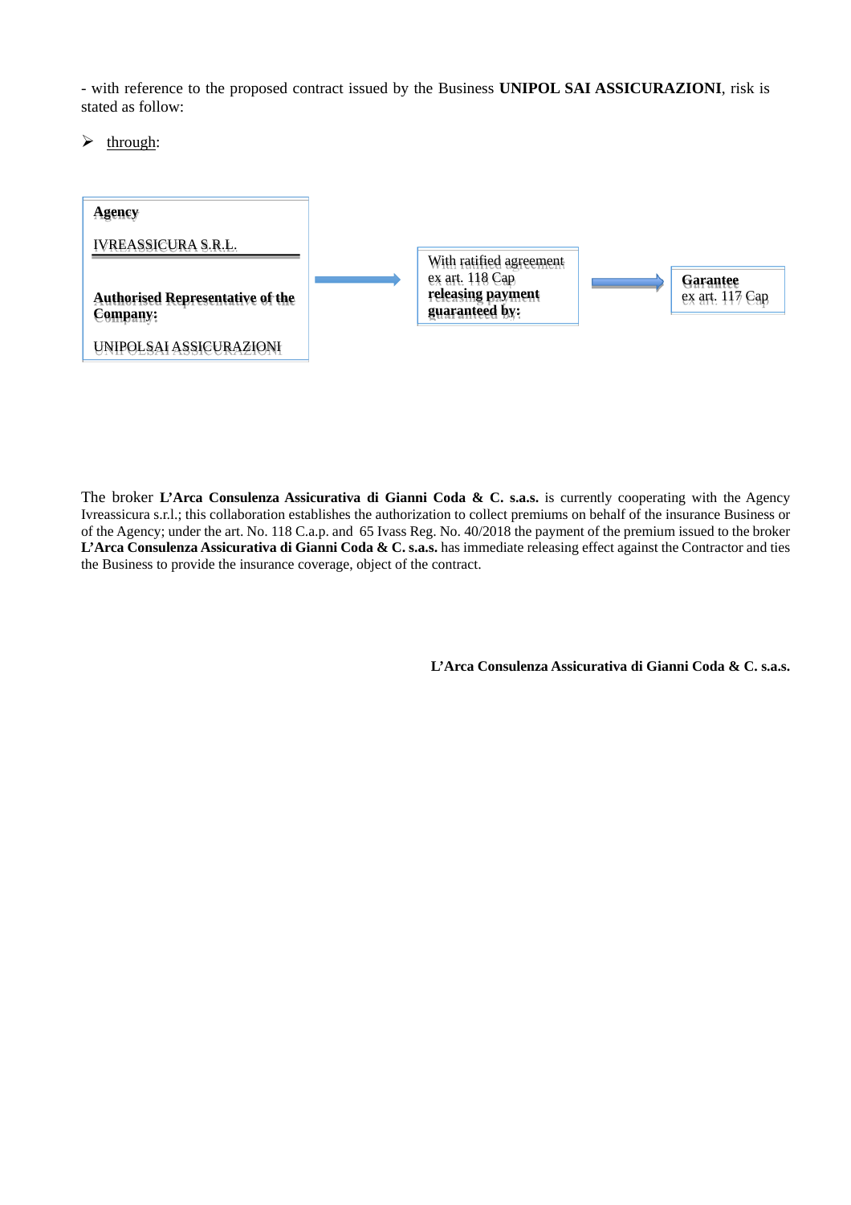- with reference to the proposed contract issued by the Business **UNIPOL SAI ASSICURAZIONI**, risk is stated as follow:

- through:

**Agency**

IVREASSICURA S.R.L.

**Authorised Representative of the Company:**

UNIPOLSAI ASSICURAZIONI

With ratified agreement ex art. 118 Cap **releasing payment guaranteed by:**

**Garantee** ex art. 117 Cap

The broker **L'Arca Consulenza Assicurativa di Gianni Coda & C. s.a.s.** is currently cooperating with the Agency Ivreassicura s.r.l.; this collaboration establishes the authorization to collect premiums on behalf of the insurance Business or of the Agency; under the art. No. 118 C.a.p. and 65 Ivass Reg. No. 40/2018 the payment of the premium issued to the broker **L'Arca Consulenza Assicurativa di Gianni Coda & C. s.a.s.** has immediate releasing effect against the Contractor and ties the Business to provide the insurance coverage, object of the contract.

**L'Arca Consulenza Assicurativa di Gianni Coda & C. s.a.s.**